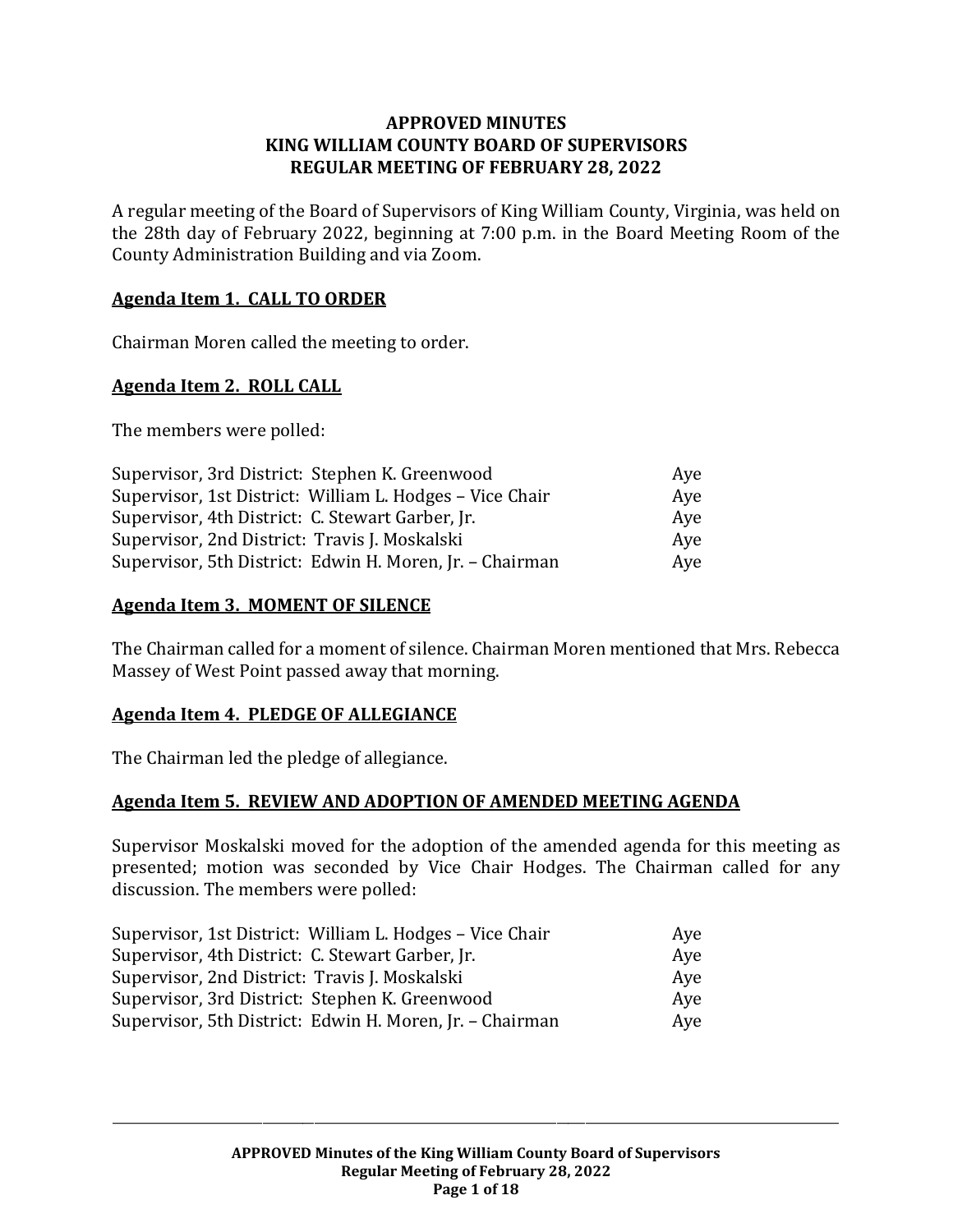# APPROVED MINUTES
# KING WILLIAM COUNTY BOARD OF SUPERVISORS
# REGULAR MEETING OF FEBRUARY 28, 2022

A regular meeting of the Board of Supervisors of King William County, Virginia, was held on the 28th day of February 2022, beginning at 7:00 p.m. in the Board Meeting Room of the County Administration Building and via Zoom.

## Agenda Item 1. CALL TO ORDER

Chairman Moren called the meeting to order.

## Agenda Item 2. ROLL CALL

The members were polled:

| | |
|---|---|
| Supervisor, 3rd District: Stephen K. Greenwood | Aye |
| Supervisor, 1st District: William L. Hodges – Vice Chair | Aye |
| Supervisor, 4th District: C. Stewart Garber, Jr. | Aye |
| Supervisor, 2nd District: Travis J. Moskalski | Aye |
| Supervisor, 5th District: Edwin H. Moren, Jr. – Chairman | Aye |

## Agenda Item 3. MOMENT OF SILENCE

The Chairman called for a moment of silence. Chairman Moren mentioned that Mrs. Rebecca Massey of West Point passed away that morning.

## Agenda Item 4. PLEDGE OF ALLEGIANCE

The Chairman led the pledge of allegiance.

## Agenda Item 5. REVIEW AND ADOPTION OF AMENDED MEETING AGENDA

Supervisor Moskalski moved for the adoption of the amended agenda for this meeting as presented; motion was seconded by Vice Chair Hodges. The Chairman called for any discussion. The members were polled:

| | |
|---|---|
| Supervisor, 1st District: William L. Hodges – Vice Chair | Aye |
| Supervisor, 4th District: C. Stewart Garber, Jr. | Aye |
| Supervisor, 2nd District: Travis J. Moskalski | Aye |
| Supervisor, 3rd District: Stephen K. Greenwood | Aye |
| Supervisor, 5th District: Edwin H. Moren, Jr. – Chairman | Aye |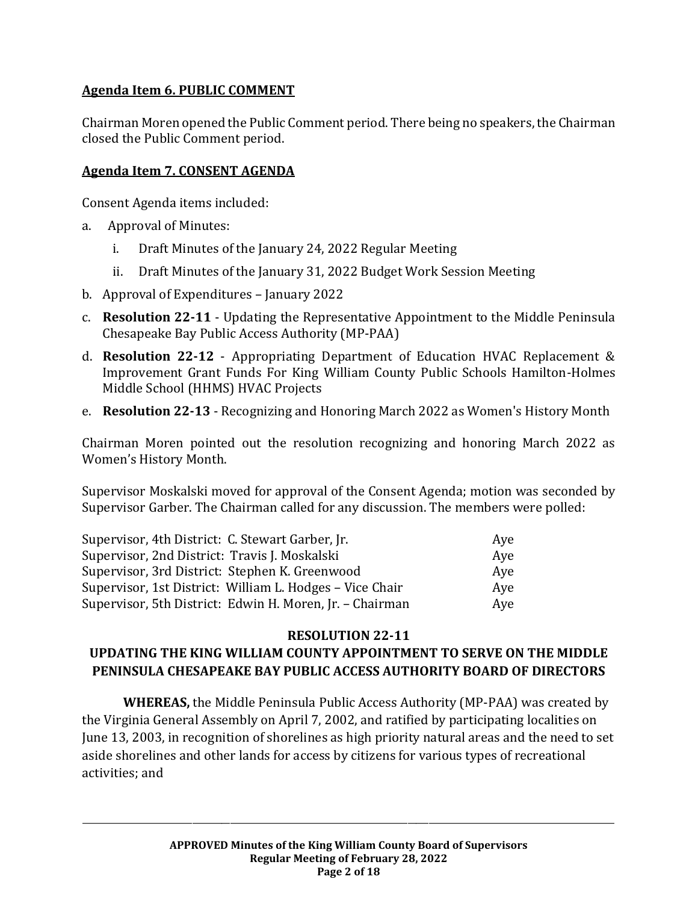## Agenda Item 6. PUBLIC COMMENT

Chairman Moren opened the Public Comment period. There being no speakers, the Chairman closed the Public Comment period.

## Agenda Item 7. CONSENT AGENDA

Consent Agenda items included:

a. Approval of Minutes:
   i. Draft Minutes of the January 24, 2022 Regular Meeting
   ii. Draft Minutes of the January 31, 2022 Budget Work Session Meeting

b. Approval of Expenditures – January 2022

c. **Resolution 22-11** - Updating the Representative Appointment to the Middle Peninsula Chesapeake Bay Public Access Authority (MP-PAA)

d. **Resolution 22-12** - Appropriating Department of Education HVAC Replacement & Improvement Grant Funds For King William County Public Schools Hamilton-Holmes Middle School (HHMS) HVAC Projects

e. **Resolution 22-13** - Recognizing and Honoring March 2022 as Women's History Month

Chairman Moren pointed out the resolution recognizing and honoring March 2022 as Women's History Month.

Supervisor Moskalski moved for approval of the Consent Agenda; motion was seconded by Supervisor Garber. The Chairman called for any discussion. The members were polled:

| | |
|---|---|
| Supervisor, 4th District: C. Stewart Garber, Jr. | Aye |
| Supervisor, 2nd District: Travis J. Moskalski | Aye |
| Supervisor, 3rd District: Stephen K. Greenwood | Aye |
| Supervisor, 1st District: William L. Hodges – Vice Chair | Aye |
| Supervisor, 5th District: Edwin H. Moren, Jr. – Chairman | Aye |

**RESOLUTION 22-11**

**UPDATING THE KING WILLIAM COUNTY APPOINTMENT TO SERVE ON THE MIDDLE PENINSULA CHESAPEAKE BAY PUBLIC ACCESS AUTHORITY BOARD OF DIRECTORS**

**WHEREAS,** the Middle Peninsula Public Access Authority (MP-PAA) was created by the Virginia General Assembly on April 7, 2002, and ratified by participating localities on June 13, 2003, in recognition of shorelines as high priority natural areas and the need to set aside shorelines and other lands for access by citizens for various types of recreational activities; and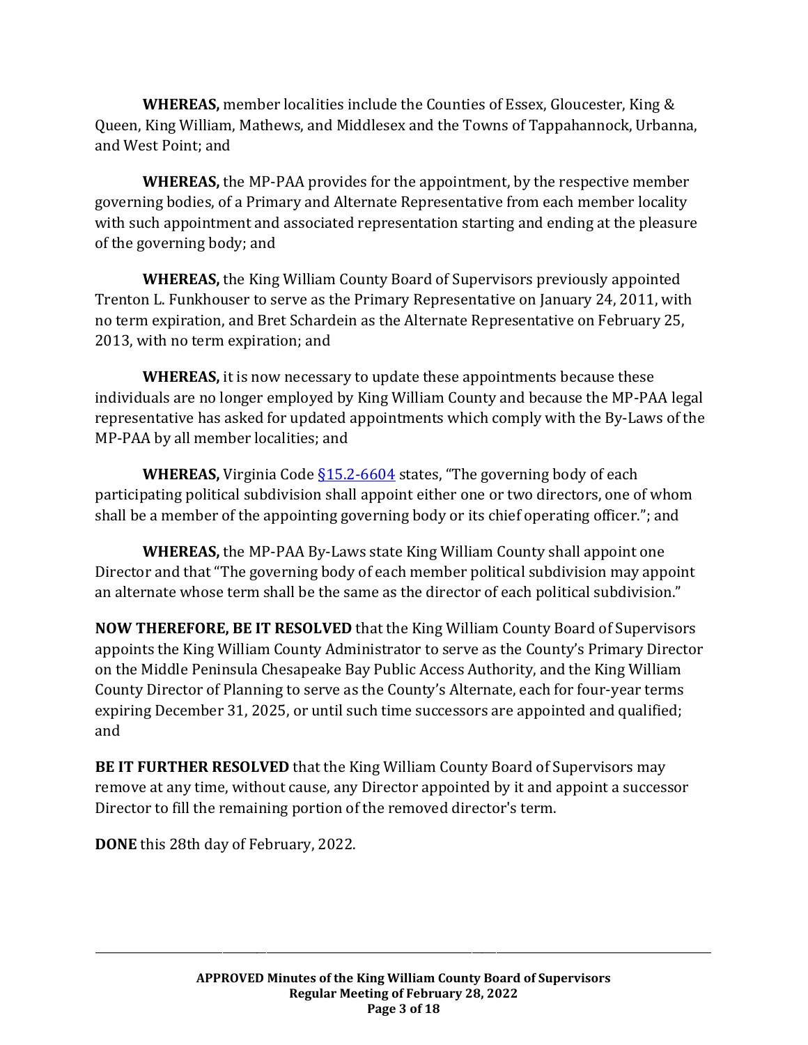**WHEREAS,** member localities include the Counties of Essex, Gloucester, King & Queen, King William, Mathews, and Middlesex and the Towns of Tappahannock, Urbanna, and West Point; and

**WHEREAS,** the MP-PAA provides for the appointment, by the respective member governing bodies, of a Primary and Alternate Representative from each member locality with such appointment and associated representation starting and ending at the pleasure of the governing body; and

**WHEREAS,** the King William County Board of Supervisors previously appointed Trenton L. Funkhouser to serve as the Primary Representative on January 24, 2011, with no term expiration, and Bret Schardein as the Alternate Representative on February 25, 2013, with no term expiration; and

**WHEREAS,** it is now necessary to update these appointments because these individuals are no longer employed by King William County and because the MP-PAA legal representative has asked for updated appointments which comply with the By-Laws of the MP-PAA by all member localities; and

**WHEREAS,** Virginia Code §15.2-6604 states, "The governing body of each participating political subdivision shall appoint either one or two directors, one of whom shall be a member of the appointing governing body or its chief operating officer."; and

**WHEREAS,** the MP-PAA By-Laws state King William County shall appoint one Director and that "The governing body of each member political subdivision may appoint an alternate whose term shall be the same as the director of each political subdivision."

**NOW THEREFORE, BE IT RESOLVED** that the King William County Board of Supervisors appoints the King William County Administrator to serve as the County's Primary Director on the Middle Peninsula Chesapeake Bay Public Access Authority, and the King William County Director of Planning to serve as the County's Alternate, each for four-year terms expiring December 31, 2025, or until such time successors are appointed and qualified; and

**BE IT FURTHER RESOLVED** that the King William County Board of Supervisors may remove at any time, without cause, any Director appointed by it and appoint a successor Director to fill the remaining portion of the removed director's term.

**DONE** this 28th day of February, 2022.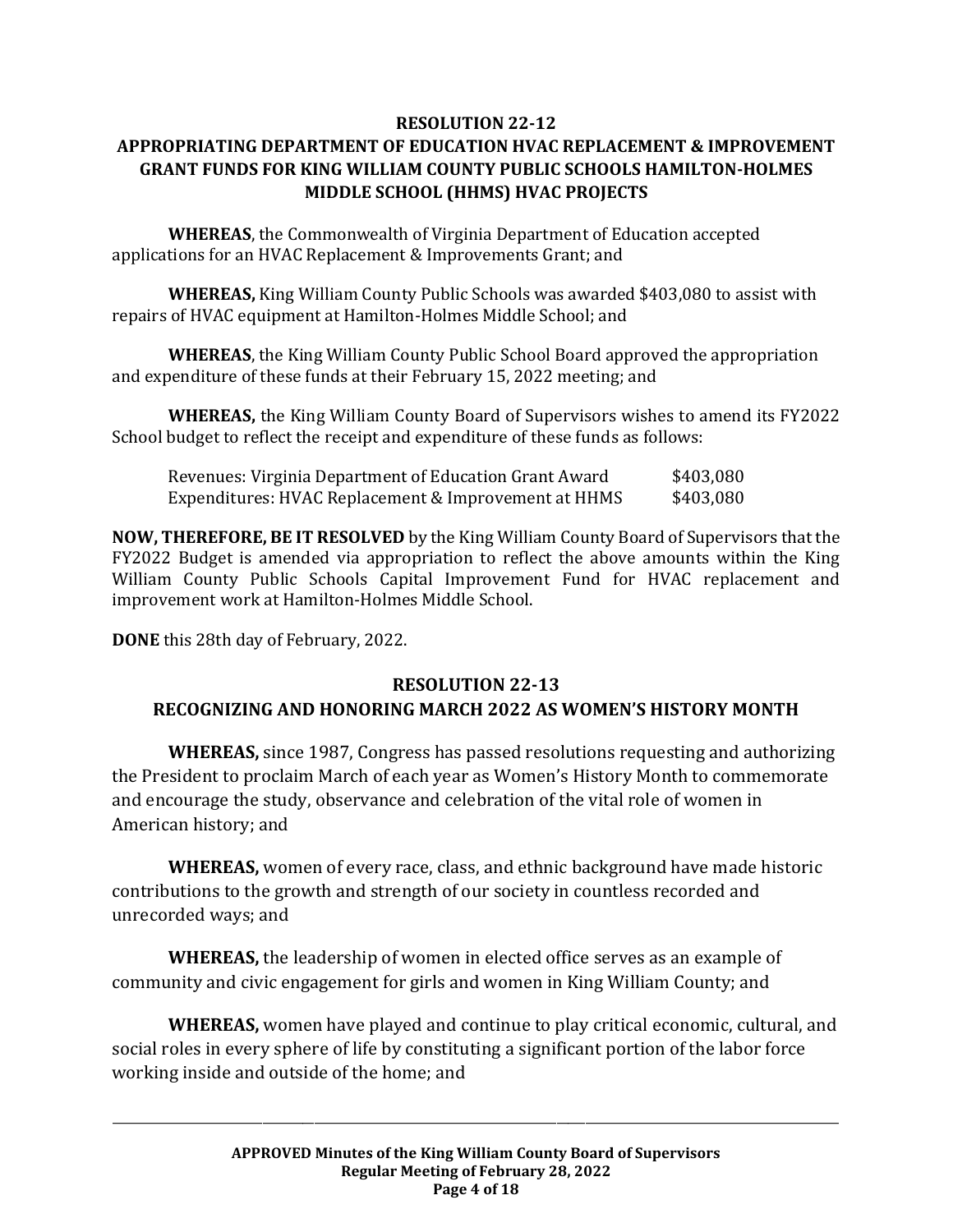## RESOLUTION 22-12
## APPROPRIATING DEPARTMENT OF EDUCATION HVAC REPLACEMENT & IMPROVEMENT GRANT FUNDS FOR KING WILLIAM COUNTY PUBLIC SCHOOLS HAMILTON-HOLMES MIDDLE SCHOOL (HHMS) HVAC PROJECTS

**WHEREAS**, the Commonwealth of Virginia Department of Education accepted applications for an HVAC Replacement & Improvements Grant; and

**WHEREAS,** King William County Public Schools was awarded $403,080 to assist with repairs of HVAC equipment at Hamilton-Holmes Middle School; and

**WHEREAS**, the King William County Public School Board approved the appropriation and expenditure of these funds at their February 15, 2022 meeting; and

**WHEREAS,** the King William County Board of Supervisors wishes to amend its FY2022 School budget to reflect the receipt and expenditure of these funds as follows:

| | |
|---|---|
| Revenues: Virginia Department of Education Grant Award | $403,080 |
| Expenditures: HVAC Replacement & Improvement at HHMS | $403,080 |

**NOW, THEREFORE, BE IT RESOLVED** by the King William County Board of Supervisors that the FY2022 Budget is amended via appropriation to reflect the above amounts within the King William County Public Schools Capital Improvement Fund for HVAC replacement and improvement work at Hamilton-Holmes Middle School.

**DONE** this 28th day of February, 2022.

## RESOLUTION 22-13
## RECOGNIZING AND HONORING MARCH 2022 AS WOMEN'S HISTORY MONTH

**WHEREAS,** since 1987, Congress has passed resolutions requesting and authorizing the President to proclaim March of each year as Women's History Month to commemorate and encourage the study, observance and celebration of the vital role of women in American history; and

**WHEREAS,** women of every race, class, and ethnic background have made historic contributions to the growth and strength of our society in countless recorded and unrecorded ways; and

**WHEREAS,** the leadership of women in elected office serves as an example of community and civic engagement for girls and women in King William County; and

**WHEREAS,** women have played and continue to play critical economic, cultural, and social roles in every sphere of life by constituting a significant portion of the labor force working inside and outside of the home; and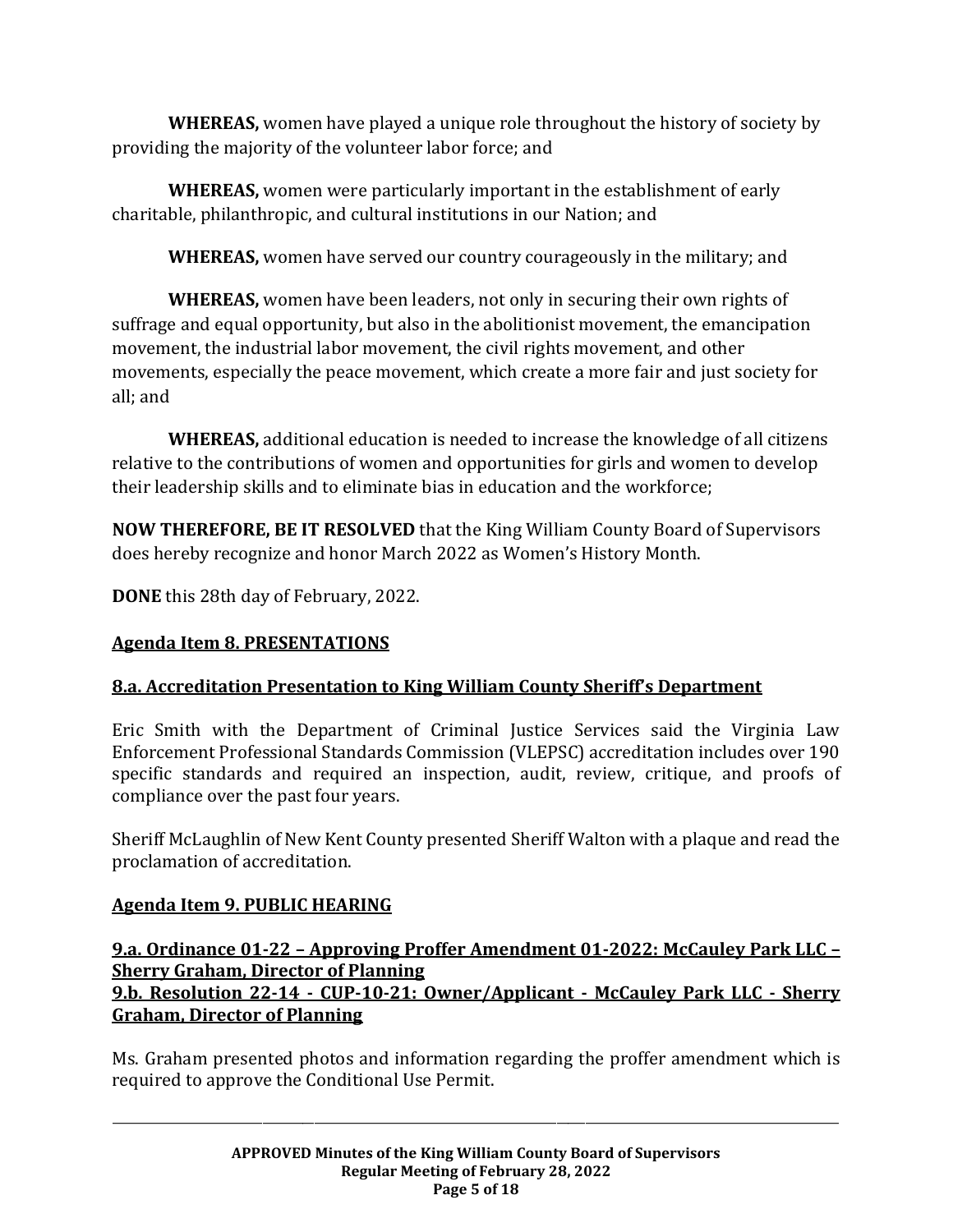**WHEREAS,** women have played a unique role throughout the history of society by providing the majority of the volunteer labor force; and

**WHEREAS,** women were particularly important in the establishment of early charitable, philanthropic, and cultural institutions in our Nation; and

**WHEREAS,** women have served our country courageously in the military; and

**WHEREAS,** women have been leaders, not only in securing their own rights of suffrage and equal opportunity, but also in the abolitionist movement, the emancipation movement, the industrial labor movement, the civil rights movement, and other movements, especially the peace movement, which create a more fair and just society for all; and

**WHEREAS,** additional education is needed to increase the knowledge of all citizens relative to the contributions of women and opportunities for girls and women to develop their leadership skills and to eliminate bias in education and the workforce;

**NOW THEREFORE, BE IT RESOLVED** that the King William County Board of Supervisors does hereby recognize and honor March 2022 as Women's History Month.

**DONE** this 28th day of February, 2022.

## Agenda Item 8. PRESENTATIONS

### 8.a. Accreditation Presentation to King William County Sheriff's Department

Eric Smith with the Department of Criminal Justice Services said the Virginia Law Enforcement Professional Standards Commission (VLEPSC) accreditation includes over 190 specific standards and required an inspection, audit, review, critique, and proofs of compliance over the past four years.

Sheriff McLaughlin of New Kent County presented Sheriff Walton with a plaque and read the proclamation of accreditation.

## Agenda Item 9. PUBLIC HEARING

### 9.a. Ordinance 01-22 – Approving Proffer Amendment 01-2022: McCauley Park LLC – Sherry Graham, Director of Planning

### 9.b. Resolution 22-14 - CUP-10-21: Owner/Applicant - McCauley Park LLC - Sherry Graham, Director of Planning

Ms. Graham presented photos and information regarding the proffer amendment which is required to approve the Conditional Use Permit.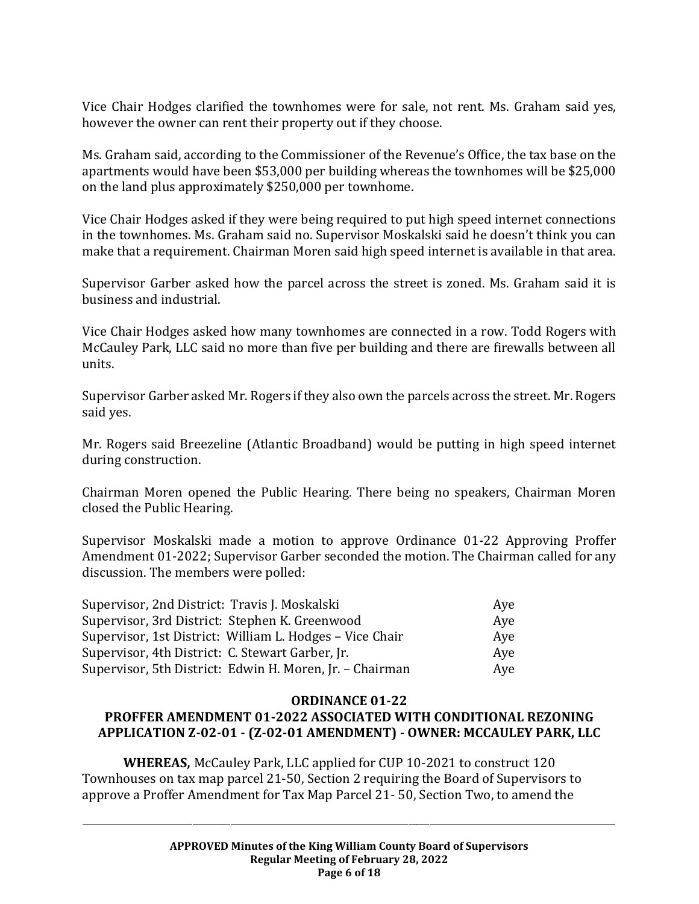Vice Chair Hodges clarified the townhomes were for sale, not rent. Ms. Graham said yes, however the owner can rent their property out if they choose.

Ms. Graham said, according to the Commissioner of the Revenue's Office, the tax base on the apartments would have been $53,000 per building whereas the townhomes will be $25,000 on the land plus approximately $250,000 per townhome.

Vice Chair Hodges asked if they were being required to put high speed internet connections in the townhomes. Ms. Graham said no. Supervisor Moskalski said he doesn't think you can make that a requirement. Chairman Moren said high speed internet is available in that area.

Supervisor Garber asked how the parcel across the street is zoned. Ms. Graham said it is business and industrial.

Vice Chair Hodges asked how many townhomes are connected in a row. Todd Rogers with McCauley Park, LLC said no more than five per building and there are firewalls between all units.

Supervisor Garber asked Mr. Rogers if they also own the parcels across the street. Mr. Rogers said yes.

Mr. Rogers said Breezeline (Atlantic Broadband) would be putting in high speed internet during construction.

Chairman Moren opened the Public Hearing. There being no speakers, Chairman Moren closed the Public Hearing.

Supervisor Moskalski made a motion to approve Ordinance 01-22 Approving Proffer Amendment 01-2022; Supervisor Garber seconded the motion. The Chairman called for any discussion. The members were polled:

| | |
|---|---|
| Supervisor, 2nd District: Travis J. Moskalski | Aye |
| Supervisor, 3rd District: Stephen K. Greenwood | Aye |
| Supervisor, 1st District: William L. Hodges – Vice Chair | Aye |
| Supervisor, 4th District: C. Stewart Garber, Jr. | Aye |
| Supervisor, 5th District: Edwin H. Moren, Jr. – Chairman | Aye |

**ORDINANCE 01-22**

**PROFFER AMENDMENT 01-2022 ASSOCIATED WITH CONDITIONAL REZONING APPLICATION Z-02-01 - (Z-02-01 AMENDMENT) - OWNER: MCCAULEY PARK, LLC**

**WHEREAS,** McCauley Park, LLC applied for CUP 10-2021 to construct 120 Townhouses on tax map parcel 21-50, Section 2 requiring the Board of Supervisors to approve a Proffer Amendment for Tax Map Parcel 21- 50, Section Two, to amend the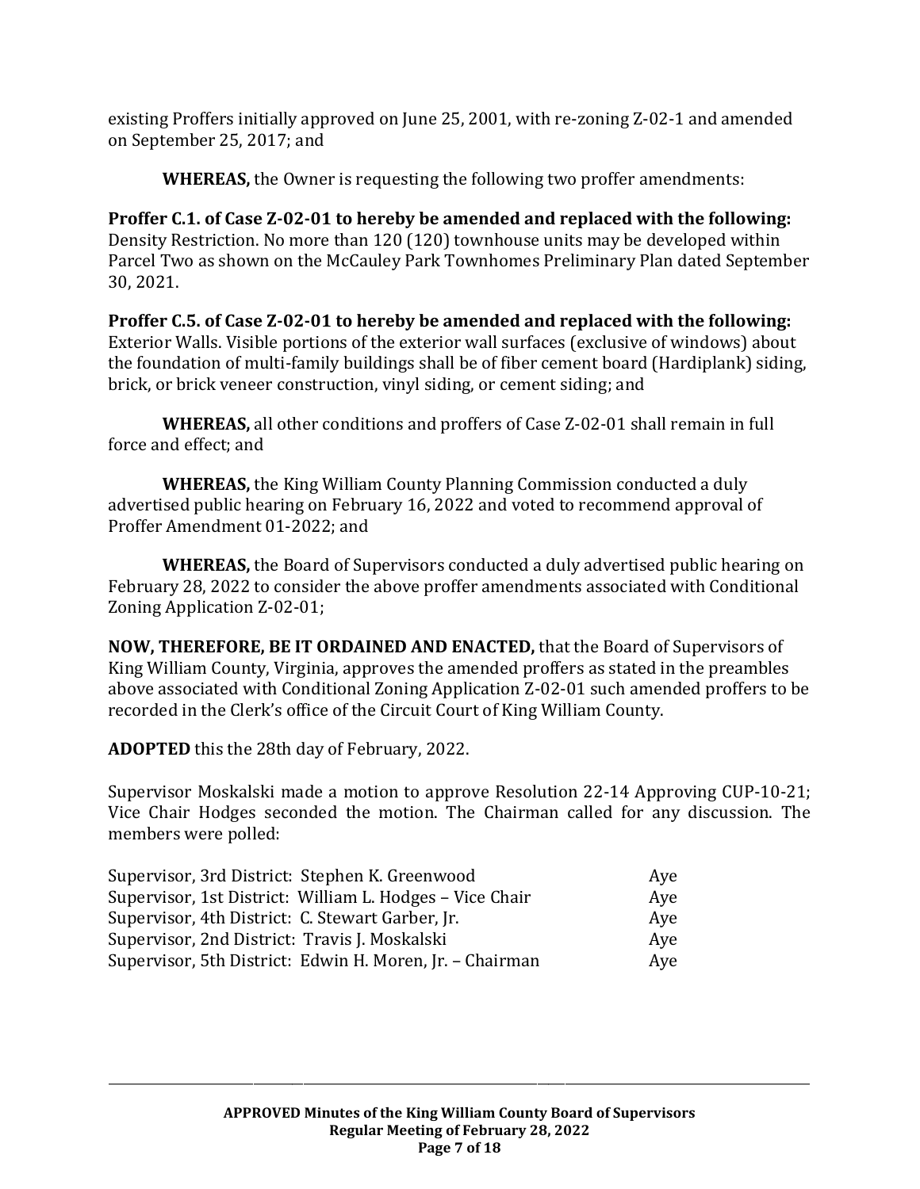existing Proffers initially approved on June 25, 2001, with re-zoning Z-02-1 and amended on September 25, 2017; and

**WHEREAS,** the Owner is requesting the following two proffer amendments:

**Proffer C.1. of Case Z-02-01 to hereby be amended and replaced with the following:** Density Restriction. No more than 120 (120) townhouse units may be developed within Parcel Two as shown on the McCauley Park Townhomes Preliminary Plan dated September 30, 2021.

**Proffer C.5. of Case Z-02-01 to hereby be amended and replaced with the following:** Exterior Walls. Visible portions of the exterior wall surfaces (exclusive of windows) about the foundation of multi-family buildings shall be of fiber cement board (Hardiplank) siding, brick, or brick veneer construction, vinyl siding, or cement siding; and

**WHEREAS,** all other conditions and proffers of Case Z-02-01 shall remain in full force and effect; and

**WHEREAS,** the King William County Planning Commission conducted a duly advertised public hearing on February 16, 2022 and voted to recommend approval of Proffer Amendment 01-2022; and

**WHEREAS,** the Board of Supervisors conducted a duly advertised public hearing on February 28, 2022 to consider the above proffer amendments associated with Conditional Zoning Application Z-02-01;

**NOW, THEREFORE, BE IT ORDAINED AND ENACTED,** that the Board of Supervisors of King William County, Virginia, approves the amended proffers as stated in the preambles above associated with Conditional Zoning Application Z-02-01 such amended proffers to be recorded in the Clerk's office of the Circuit Court of King William County.

**ADOPTED** this the 28th day of February, 2022.

Supervisor Moskalski made a motion to approve Resolution 22-14 Approving CUP-10-21; Vice Chair Hodges seconded the motion. The Chairman called for any discussion. The members were polled:

| | |
|---|---|
| Supervisor, 3rd District: Stephen K. Greenwood | Aye |
| Supervisor, 1st District: William L. Hodges – Vice Chair | Aye |
| Supervisor, 4th District: C. Stewart Garber, Jr. | Aye |
| Supervisor, 2nd District: Travis J. Moskalski | Aye |
| Supervisor, 5th District: Edwin H. Moren, Jr. – Chairman | Aye |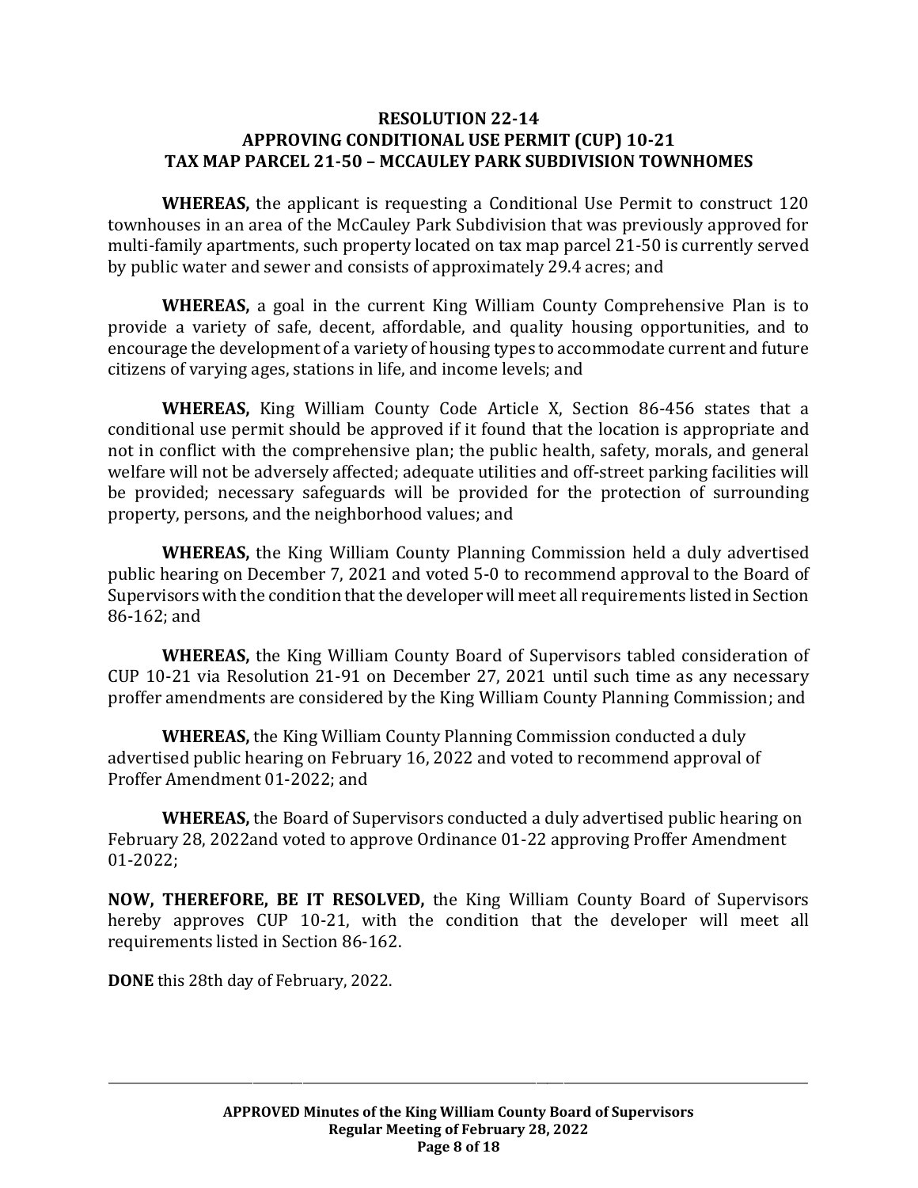## RESOLUTION 22-14
## APPROVING CONDITIONAL USE PERMIT (CUP) 10-21
## TAX MAP PARCEL 21-50 – MCCAULEY PARK SUBDIVISION TOWNHOMES

**WHEREAS,** the applicant is requesting a Conditional Use Permit to construct 120 townhouses in an area of the McCauley Park Subdivision that was previously approved for multi-family apartments, such property located on tax map parcel 21-50 is currently served by public water and sewer and consists of approximately 29.4 acres; and

**WHEREAS,** a goal in the current King William County Comprehensive Plan is to provide a variety of safe, decent, affordable, and quality housing opportunities, and to encourage the development of a variety of housing types to accommodate current and future citizens of varying ages, stations in life, and income levels; and

**WHEREAS,** King William County Code Article X, Section 86-456 states that a conditional use permit should be approved if it found that the location is appropriate and not in conflict with the comprehensive plan; the public health, safety, morals, and general welfare will not be adversely affected; adequate utilities and off-street parking facilities will be provided; necessary safeguards will be provided for the protection of surrounding property, persons, and the neighborhood values; and

**WHEREAS,** the King William County Planning Commission held a duly advertised public hearing on December 7, 2021 and voted 5-0 to recommend approval to the Board of Supervisors with the condition that the developer will meet all requirements listed in Section 86-162; and

**WHEREAS,** the King William County Board of Supervisors tabled consideration of CUP 10-21 via Resolution 21-91 on December 27, 2021 until such time as any necessary proffer amendments are considered by the King William County Planning Commission; and

**WHEREAS,** the King William County Planning Commission conducted a duly advertised public hearing on February 16, 2022 and voted to recommend approval of Proffer Amendment 01-2022; and

**WHEREAS,** the Board of Supervisors conducted a duly advertised public hearing on February 28, 2022and voted to approve Ordinance 01-22 approving Proffer Amendment 01-2022;

**NOW, THEREFORE, BE IT RESOLVED,** the King William County Board of Supervisors hereby approves CUP 10-21, with the condition that the developer will meet all requirements listed in Section 86-162.

**DONE** this 28th day of February, 2022.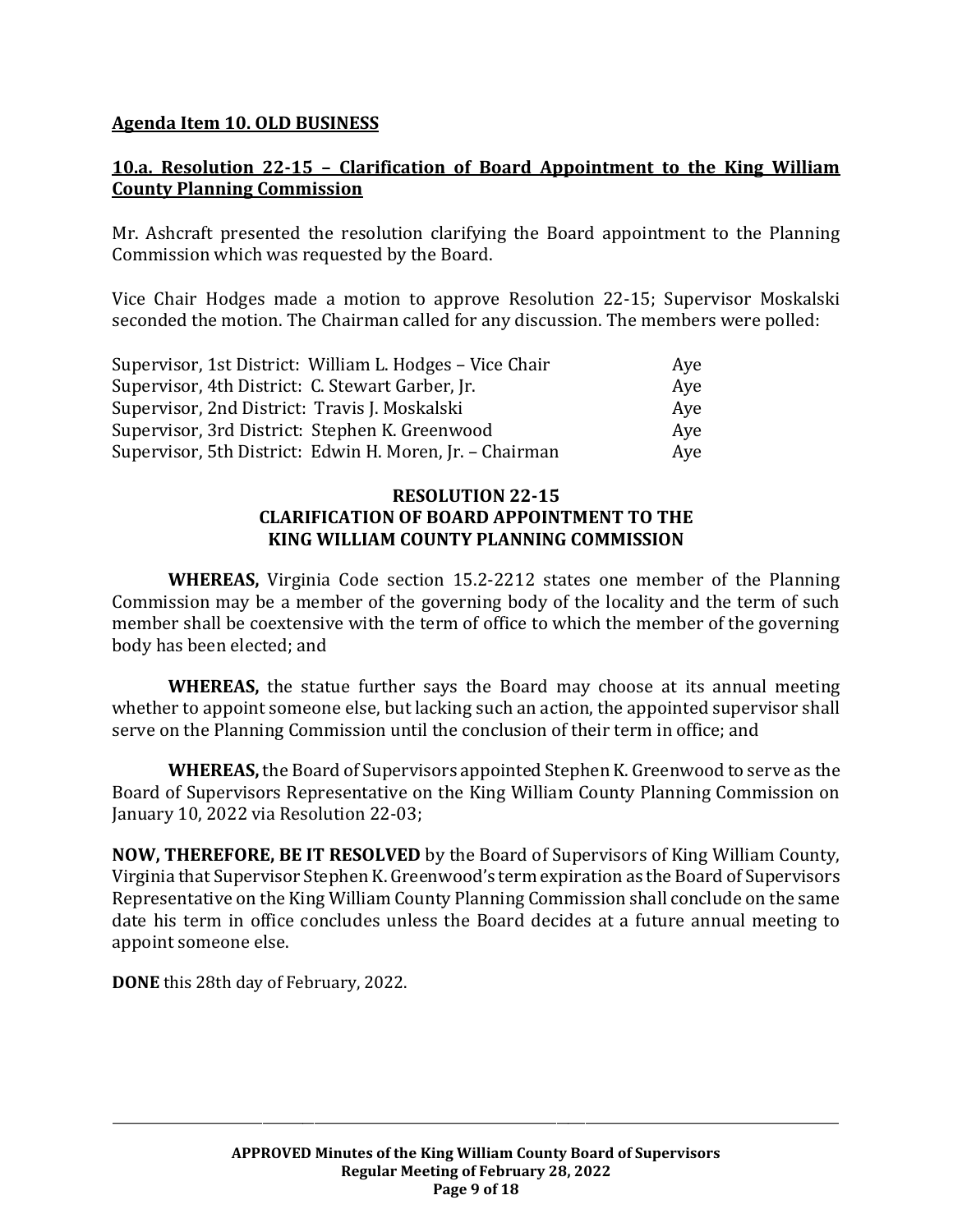**Agenda Item 10. OLD BUSINESS**

**10.a. Resolution 22-15 – Clarification of Board Appointment to the King William County Planning Commission**

Mr. Ashcraft presented the resolution clarifying the Board appointment to the Planning Commission which was requested by the Board.

Vice Chair Hodges made a motion to approve Resolution 22-15; Supervisor Moskalski seconded the motion. The Chairman called for any discussion. The members were polled:

| | |
|---|---|
| Supervisor, 1st District: William L. Hodges – Vice Chair | Aye |
| Supervisor, 4th District: C. Stewart Garber, Jr. | Aye |
| Supervisor, 2nd District: Travis J. Moskalski | Aye |
| Supervisor, 3rd District: Stephen K. Greenwood | Aye |
| Supervisor, 5th District: Edwin H. Moren, Jr. – Chairman | Aye |

**RESOLUTION 22-15**
**CLARIFICATION OF BOARD APPOINTMENT TO THE KING WILLIAM COUNTY PLANNING COMMISSION**

**WHEREAS,** Virginia Code section 15.2-2212 states one member of the Planning Commission may be a member of the governing body of the locality and the term of such member shall be coextensive with the term of office to which the member of the governing body has been elected; and

**WHEREAS,** the statue further says the Board may choose at its annual meeting whether to appoint someone else, but lacking such an action, the appointed supervisor shall serve on the Planning Commission until the conclusion of their term in office; and

**WHEREAS,** the Board of Supervisors appointed Stephen K. Greenwood to serve as the Board of Supervisors Representative on the King William County Planning Commission on January 10, 2022 via Resolution 22-03;

**NOW, THEREFORE, BE IT RESOLVED** by the Board of Supervisors of King William County, Virginia that Supervisor Stephen K. Greenwood's term expiration as the Board of Supervisors Representative on the King William County Planning Commission shall conclude on the same date his term in office concludes unless the Board decides at a future annual meeting to appoint someone else.

**DONE** this 28th day of February, 2022.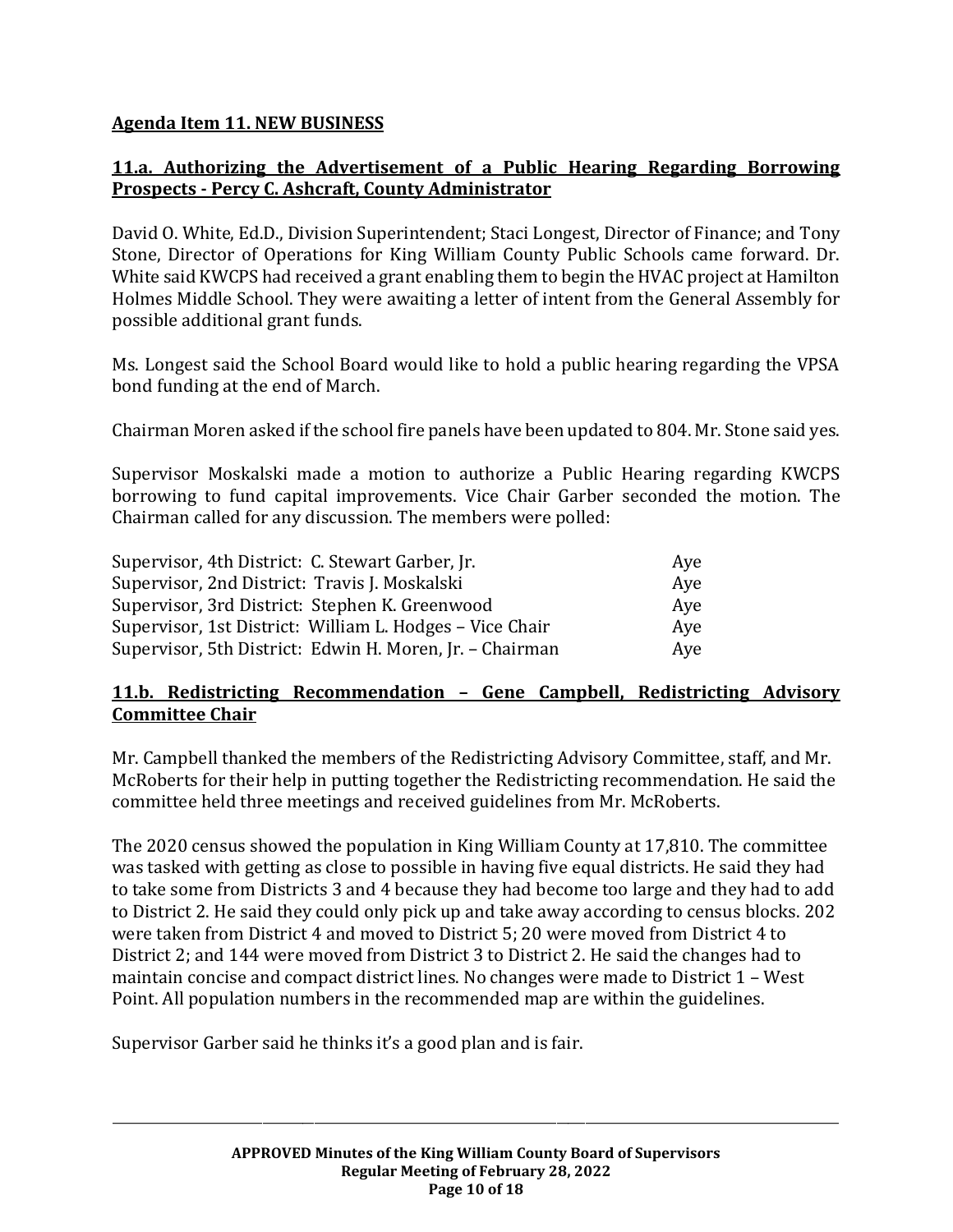**Agenda Item 11. NEW BUSINESS**

**11.a. Authorizing the Advertisement of a Public Hearing Regarding Borrowing Prospects - Percy C. Ashcraft, County Administrator**

David O. White, Ed.D., Division Superintendent; Staci Longest, Director of Finance; and Tony Stone, Director of Operations for King William County Public Schools came forward. Dr. White said KWCPS had received a grant enabling them to begin the HVAC project at Hamilton Holmes Middle School. They were awaiting a letter of intent from the General Assembly for possible additional grant funds.

Ms. Longest said the School Board would like to hold a public hearing regarding the VPSA bond funding at the end of March.

Chairman Moren asked if the school fire panels have been updated to 804. Mr. Stone said yes.

Supervisor Moskalski made a motion to authorize a Public Hearing regarding KWCPS borrowing to fund capital improvements. Vice Chair Garber seconded the motion. The Chairman called for any discussion. The members were polled:

| | |
|---|---|
| Supervisor, 4th District: C. Stewart Garber, Jr. | Aye |
| Supervisor, 2nd District: Travis J. Moskalski | Aye |
| Supervisor, 3rd District: Stephen K. Greenwood | Aye |
| Supervisor, 1st District: William L. Hodges – Vice Chair | Aye |
| Supervisor, 5th District: Edwin H. Moren, Jr. – Chairman | Aye |

**11.b. Redistricting Recommendation – Gene Campbell, Redistricting Advisory Committee Chair**

Mr. Campbell thanked the members of the Redistricting Advisory Committee, staff, and Mr. McRoberts for their help in putting together the Redistricting recommendation. He said the committee held three meetings and received guidelines from Mr. McRoberts.

The 2020 census showed the population in King William County at 17,810. The committee was tasked with getting as close to possible in having five equal districts. He said they had to take some from Districts 3 and 4 because they had become too large and they had to add to District 2. He said they could only pick up and take away according to census blocks. 202 were taken from District 4 and moved to District 5; 20 were moved from District 4 to District 2; and 144 were moved from District 3 to District 2. He said the changes had to maintain concise and compact district lines. No changes were made to District 1 – West Point. All population numbers in the recommended map are within the guidelines.

Supervisor Garber said he thinks it's a good plan and is fair.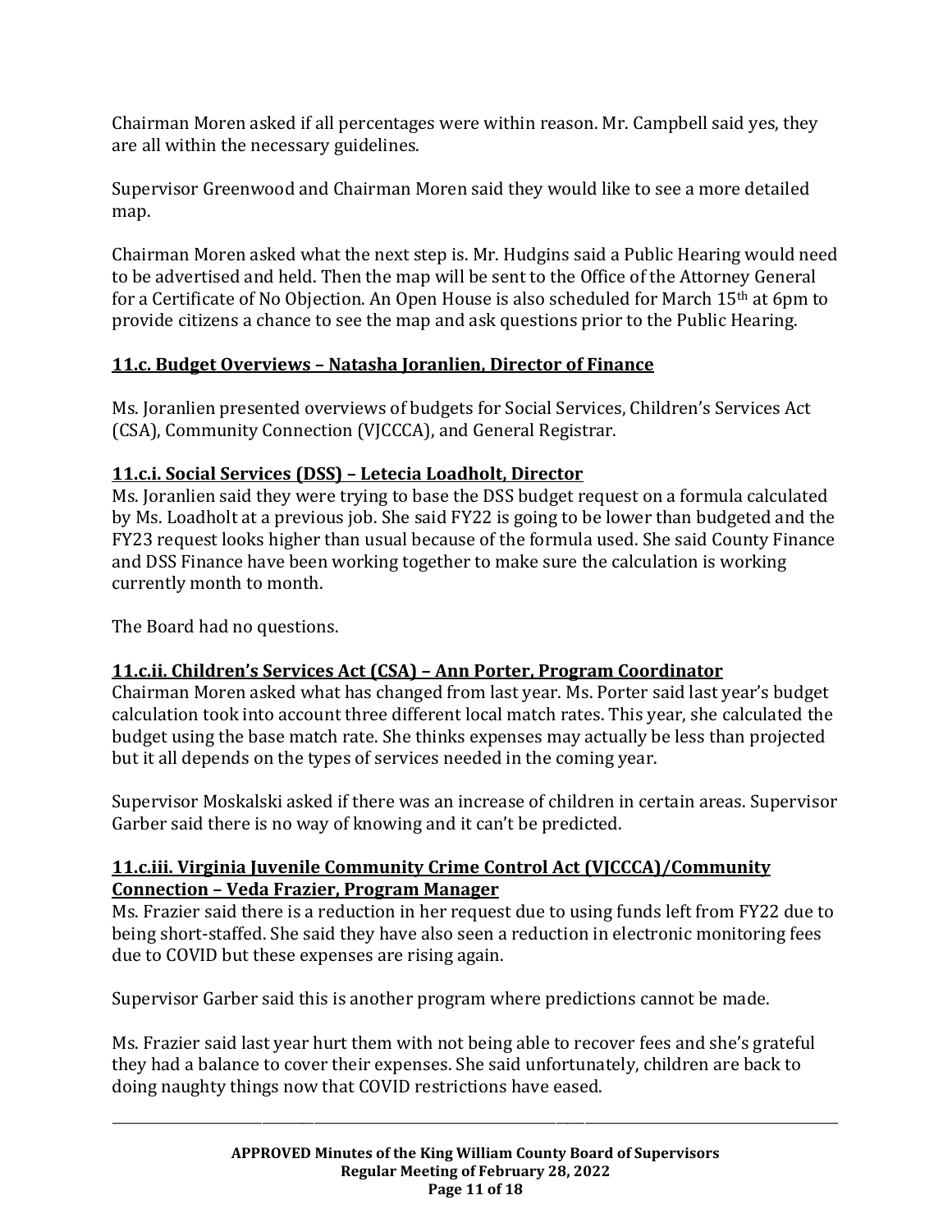Chairman Moren asked if all percentages were within reason. Mr. Campbell said yes, they are all within the necessary guidelines.

Supervisor Greenwood and Chairman Moren said they would like to see a more detailed map.

Chairman Moren asked what the next step is. Mr. Hudgins said a Public Hearing would need to be advertised and held. Then the map will be sent to the Office of the Attorney General for a Certificate of No Objection. An Open House is also scheduled for March 15th at 6pm to provide citizens a chance to see the map and ask questions prior to the Public Hearing.

## 11.c. Budget Overviews – Natasha Joranlien, Director of Finance

Ms. Joranlien presented overviews of budgets for Social Services, Children's Services Act (CSA), Community Connection (VJCCCA), and General Registrar.

### 11.c.i. Social Services (DSS) – Letecia Loadholt, Director

Ms. Joranlien said they were trying to base the DSS budget request on a formula calculated by Ms. Loadholt at a previous job. She said FY22 is going to be lower than budgeted and the FY23 request looks higher than usual because of the formula used. She said County Finance and DSS Finance have been working together to make sure the calculation is working currently month to month.

The Board had no questions.

### 11.c.ii. Children's Services Act (CSA) – Ann Porter, Program Coordinator

Chairman Moren asked what has changed from last year. Ms. Porter said last year's budget calculation took into account three different local match rates. This year, she calculated the budget using the base match rate. She thinks expenses may actually be less than projected but it all depends on the types of services needed in the coming year.

Supervisor Moskalski asked if there was an increase of children in certain areas. Supervisor Garber said there is no way of knowing and it can't be predicted.

### 11.c.iii. Virginia Juvenile Community Crime Control Act (VJCCCA)/Community Connection – Veda Frazier, Program Manager

Ms. Frazier said there is a reduction in her request due to using funds left from FY22 due to being short-staffed. She said they have also seen a reduction in electronic monitoring fees due to COVID but these expenses are rising again.

Supervisor Garber said this is another program where predictions cannot be made.

Ms. Frazier said last year hurt them with not being able to recover fees and she's grateful they had a balance to cover their expenses. She said unfortunately, children are back to doing naughty things now that COVID restrictions have eased.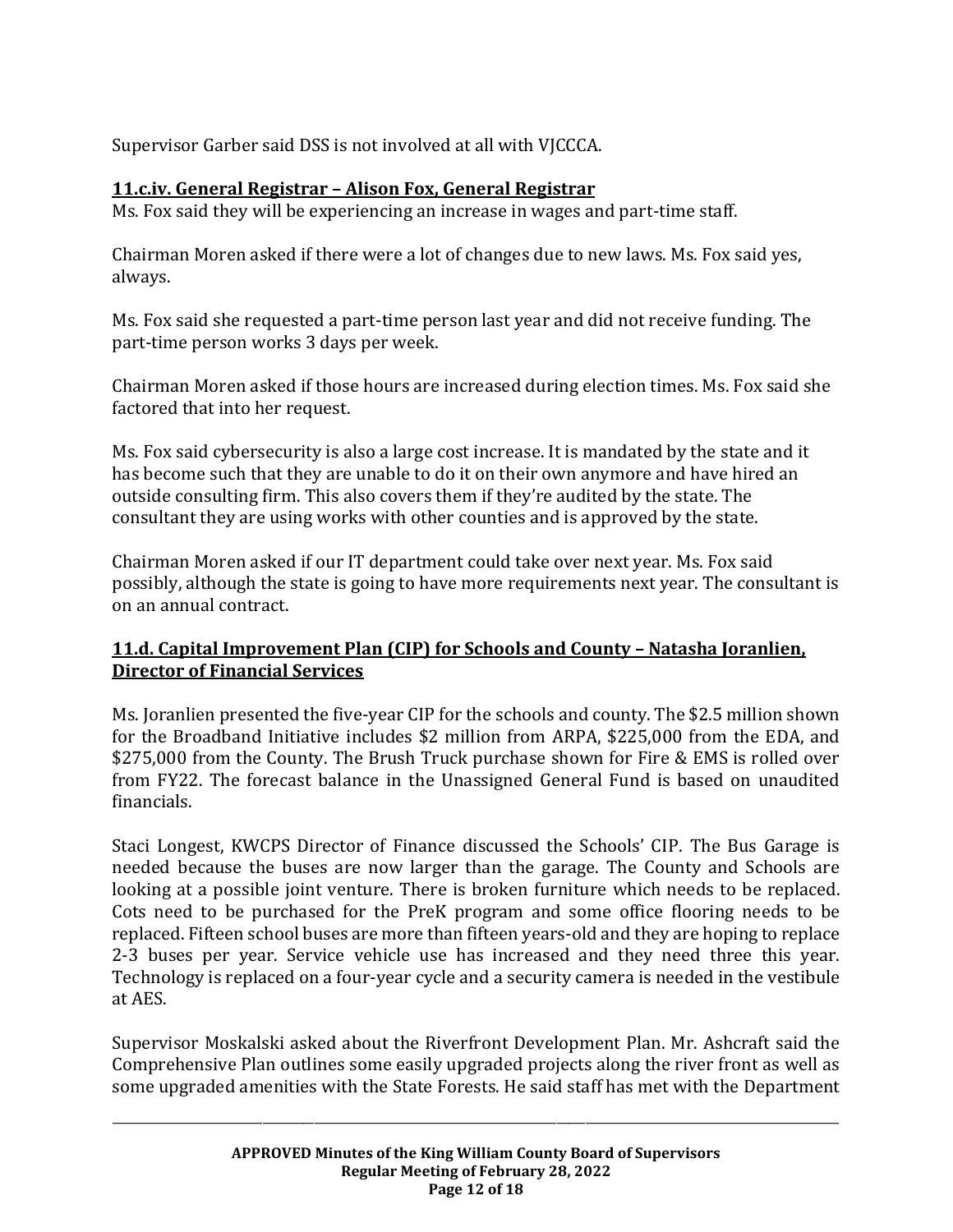Supervisor Garber said DSS is not involved at all with VJCCCA.

**11.c.iv. General Registrar – Alison Fox, General Registrar**

Ms. Fox said they will be experiencing an increase in wages and part-time staff.

Chairman Moren asked if there were a lot of changes due to new laws. Ms. Fox said yes, always.

Ms. Fox said she requested a part-time person last year and did not receive funding. The part-time person works 3 days per week.

Chairman Moren asked if those hours are increased during election times. Ms. Fox said she factored that into her request.

Ms. Fox said cybersecurity is also a large cost increase. It is mandated by the state and it has become such that they are unable to do it on their own anymore and have hired an outside consulting firm. This also covers them if they're audited by the state. The consultant they are using works with other counties and is approved by the state.

Chairman Moren asked if our IT department could take over next year. Ms. Fox said possibly, although the state is going to have more requirements next year. The consultant is on an annual contract.

**11.d. Capital Improvement Plan (CIP) for Schools and County – Natasha Joranlien, Director of Financial Services**

Ms. Joranlien presented the five-year CIP for the schools and county. The $2.5 million shown for the Broadband Initiative includes $2 million from ARPA, $225,000 from the EDA, and $275,000 from the County. The Brush Truck purchase shown for Fire & EMS is rolled over from FY22. The forecast balance in the Unassigned General Fund is based on unaudited financials.

Staci Longest, KWCPS Director of Finance discussed the Schools' CIP. The Bus Garage is needed because the buses are now larger than the garage. The County and Schools are looking at a possible joint venture. There is broken furniture which needs to be replaced. Cots need to be purchased for the PreK program and some office flooring needs to be replaced. Fifteen school buses are more than fifteen years-old and they are hoping to replace 2-3 buses per year. Service vehicle use has increased and they need three this year. Technology is replaced on a four-year cycle and a security camera is needed in the vestibule at AES.

Supervisor Moskalski asked about the Riverfront Development Plan. Mr. Ashcraft said the Comprehensive Plan outlines some easily upgraded projects along the river front as well as some upgraded amenities with the State Forests. He said staff has met with the Department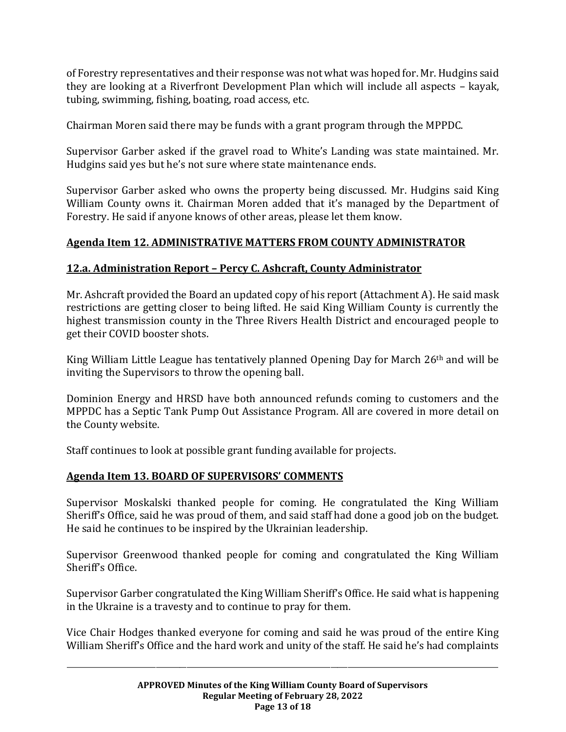of Forestry representatives and their response was not what was hoped for. Mr. Hudgins said they are looking at a Riverfront Development Plan which will include all aspects – kayak, tubing, swimming, fishing, boating, road access, etc.

Chairman Moren said there may be funds with a grant program through the MPPDC.

Supervisor Garber asked if the gravel road to White's Landing was state maintained. Mr. Hudgins said yes but he's not sure where state maintenance ends.

Supervisor Garber asked who owns the property being discussed. Mr. Hudgins said King William County owns it. Chairman Moren added that it's managed by the Department of Forestry. He said if anyone knows of other areas, please let them know.

## Agenda Item 12. ADMINISTRATIVE MATTERS FROM COUNTY ADMINISTRATOR

### 12.a. Administration Report – Percy C. Ashcraft, County Administrator

Mr. Ashcraft provided the Board an updated copy of his report (Attachment A). He said mask restrictions are getting closer to being lifted. He said King William County is currently the highest transmission county in the Three Rivers Health District and encouraged people to get their COVID booster shots.

King William Little League has tentatively planned Opening Day for March 26th and will be inviting the Supervisors to throw the opening ball.

Dominion Energy and HRSD have both announced refunds coming to customers and the MPPDC has a Septic Tank Pump Out Assistance Program. All are covered in more detail on the County website.

Staff continues to look at possible grant funding available for projects.

## Agenda Item 13. BOARD OF SUPERVISORS' COMMENTS

Supervisor Moskalski thanked people for coming. He congratulated the King William Sheriff's Office, said he was proud of them, and said staff had done a good job on the budget. He said he continues to be inspired by the Ukrainian leadership.

Supervisor Greenwood thanked people for coming and congratulated the King William Sheriff's Office.

Supervisor Garber congratulated the King William Sheriff's Office. He said what is happening in the Ukraine is a travesty and to continue to pray for them.

Vice Chair Hodges thanked everyone for coming and said he was proud of the entire King William Sheriff's Office and the hard work and unity of the staff. He said he's had complaints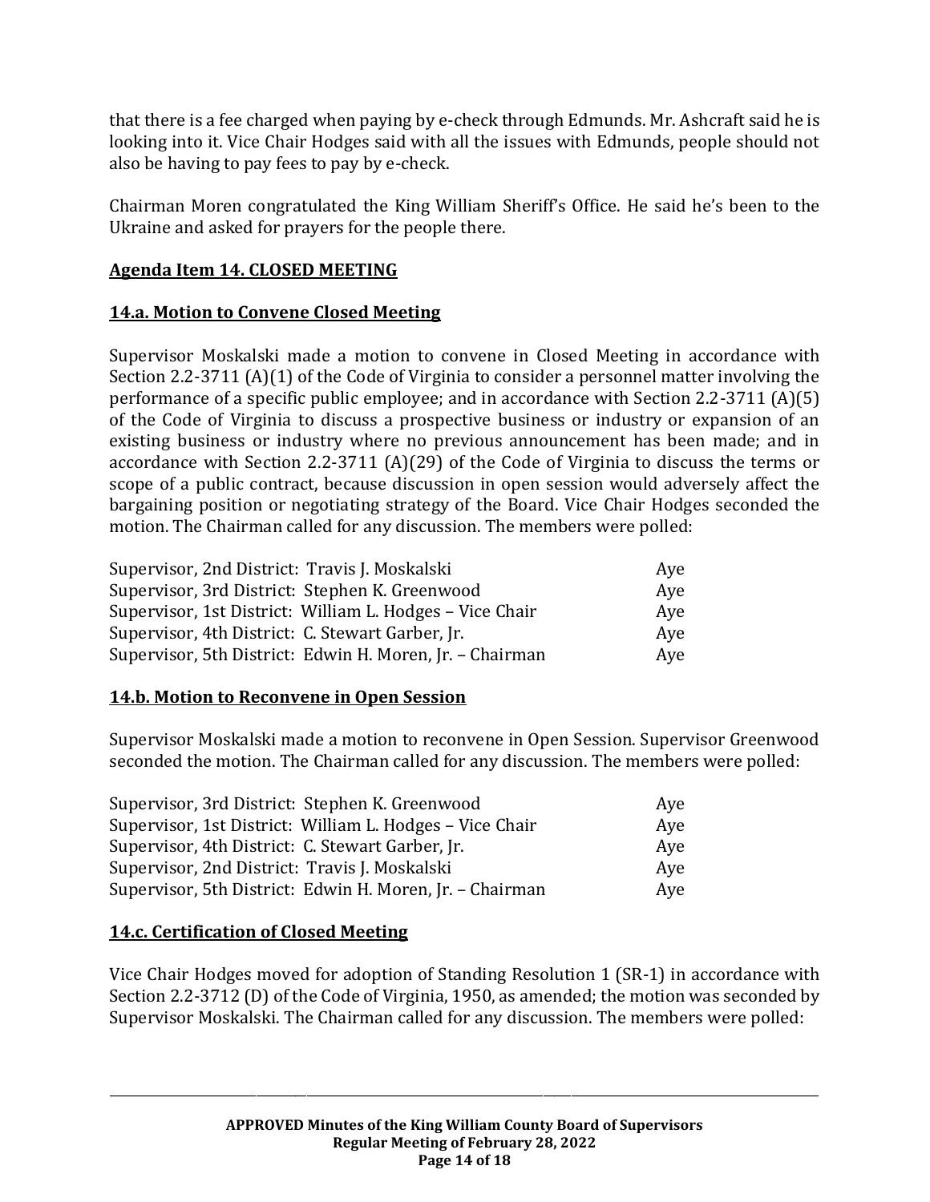that there is a fee charged when paying by e-check through Edmunds. Mr. Ashcraft said he is looking into it. Vice Chair Hodges said with all the issues with Edmunds, people should not also be having to pay fees to pay by e-check.

Chairman Moren congratulated the King William Sheriff's Office. He said he's been to the Ukraine and asked for prayers for the people there.

**Agenda Item 14. CLOSED MEETING**

**14.a. Motion to Convene Closed Meeting**

Supervisor Moskalski made a motion to convene in Closed Meeting in accordance with Section 2.2-3711 (A)(1) of the Code of Virginia to consider a personnel matter involving the performance of a specific public employee; and in accordance with Section 2.2-3711 (A)(5) of the Code of Virginia to discuss a prospective business or industry or expansion of an existing business or industry where no previous announcement has been made; and in accordance with Section 2.2-3711 (A)(29) of the Code of Virginia to discuss the terms or scope of a public contract, because discussion in open session would adversely affect the bargaining position or negotiating strategy of the Board. Vice Chair Hodges seconded the motion. The Chairman called for any discussion. The members were polled:

| | |
|---|---|
| Supervisor, 2nd District: Travis J. Moskalski | Aye |
| Supervisor, 3rd District: Stephen K. Greenwood | Aye |
| Supervisor, 1st District: William L. Hodges – Vice Chair | Aye |
| Supervisor, 4th District: C. Stewart Garber, Jr. | Aye |
| Supervisor, 5th District: Edwin H. Moren, Jr. – Chairman | Aye |

**14.b. Motion to Reconvene in Open Session**

Supervisor Moskalski made a motion to reconvene in Open Session. Supervisor Greenwood seconded the motion. The Chairman called for any discussion. The members were polled:

| | |
|---|---|
| Supervisor, 3rd District: Stephen K. Greenwood | Aye |
| Supervisor, 1st District: William L. Hodges – Vice Chair | Aye |
| Supervisor, 4th District: C. Stewart Garber, Jr. | Aye |
| Supervisor, 2nd District: Travis J. Moskalski | Aye |
| Supervisor, 5th District: Edwin H. Moren, Jr. – Chairman | Aye |

**14.c. Certification of Closed Meeting**

Vice Chair Hodges moved for adoption of Standing Resolution 1 (SR-1) in accordance with Section 2.2-3712 (D) of the Code of Virginia, 1950, as amended; the motion was seconded by Supervisor Moskalski. The Chairman called for any discussion. The members were polled: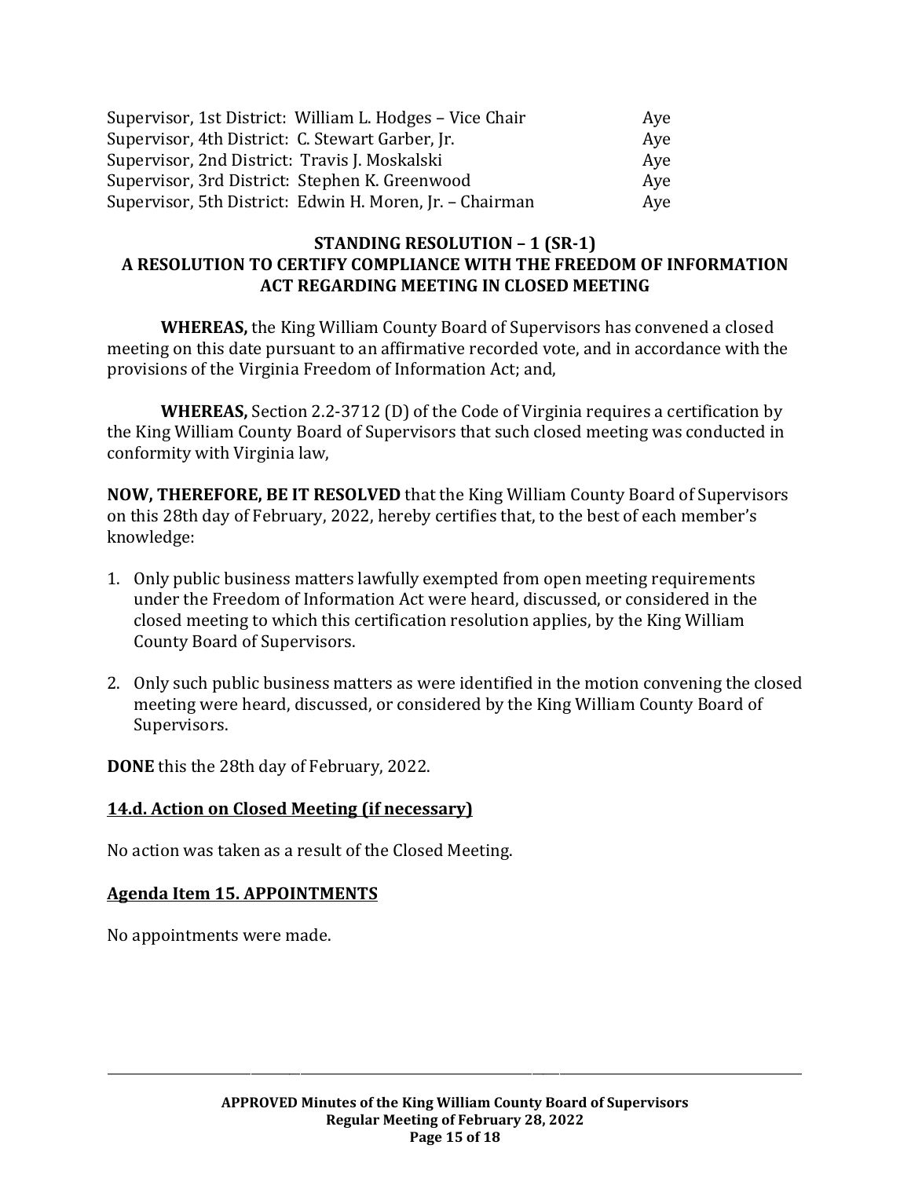| | |
|---|---|
| Supervisor, 1st District: William L. Hodges – Vice Chair | Aye |
| Supervisor, 4th District: C. Stewart Garber, Jr. | Aye |
| Supervisor, 2nd District: Travis J. Moskalski | Aye |
| Supervisor, 3rd District: Stephen K. Greenwood | Aye |
| Supervisor, 5th District: Edwin H. Moren, Jr. – Chairman | Aye |

**STANDING RESOLUTION – 1 (SR-1)**
**A RESOLUTION TO CERTIFY COMPLIANCE WITH THE FREEDOM OF INFORMATION ACT REGARDING MEETING IN CLOSED MEETING**

**WHEREAS,** the King William County Board of Supervisors has convened a closed meeting on this date pursuant to an affirmative recorded vote, and in accordance with the provisions of the Virginia Freedom of Information Act; and,

**WHEREAS,** Section 2.2-3712 (D) of the Code of Virginia requires a certification by the King William County Board of Supervisors that such closed meeting was conducted in conformity with Virginia law,

**NOW, THEREFORE, BE IT RESOLVED** that the King William County Board of Supervisors on this 28th day of February, 2022, hereby certifies that, to the best of each member's knowledge:

1. Only public business matters lawfully exempted from open meeting requirements under the Freedom of Information Act were heard, discussed, or considered in the closed meeting to which this certification resolution applies, by the King William County Board of Supervisors.

2. Only such public business matters as were identified in the motion convening the closed meeting were heard, discussed, or considered by the King William County Board of Supervisors.

**DONE** this the 28th day of February, 2022.

## 14.d. Action on Closed Meeting (if necessary)

No action was taken as a result of the Closed Meeting.

## Agenda Item 15. APPOINTMENTS

No appointments were made.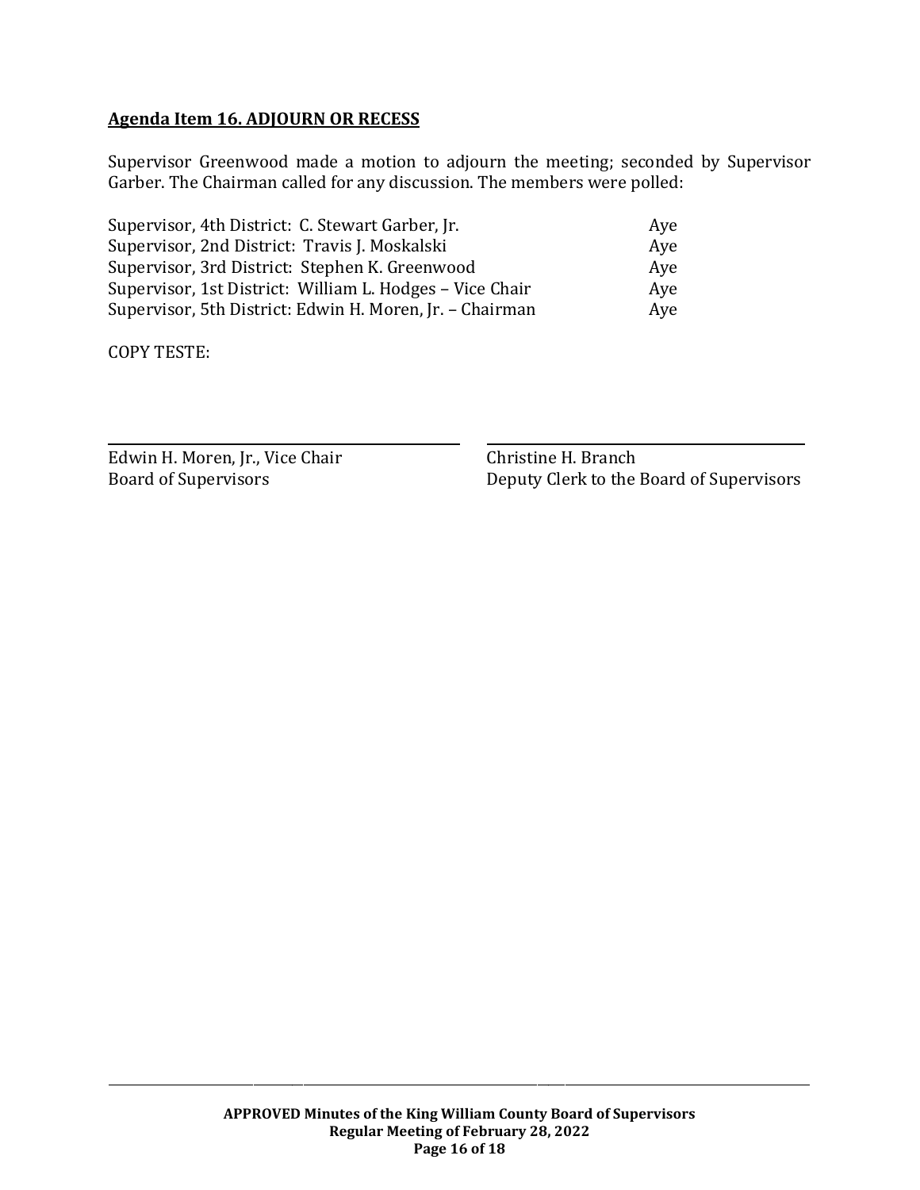**Agenda Item 16. ADJOURN OR RECESS**

Supervisor Greenwood made a motion to adjourn the meeting; seconded by Supervisor Garber. The Chairman called for any discussion. The members were polled:

| | |
|---|---|
| Supervisor, 4th District: C. Stewart Garber, Jr. | Aye |
| Supervisor, 2nd District: Travis J. Moskalski | Aye |
| Supervisor, 3rd District: Stephen K. Greenwood | Aye |
| Supervisor, 1st District: William L. Hodges – Vice Chair | Aye |
| Supervisor, 5th District: Edwin H. Moren, Jr. – Chairman | Aye |

COPY TESTE:

Edwin H. Moren, Jr., Vice Chair
Board of Supervisors

Christine H. Branch
Deputy Clerk to the Board of Supervisors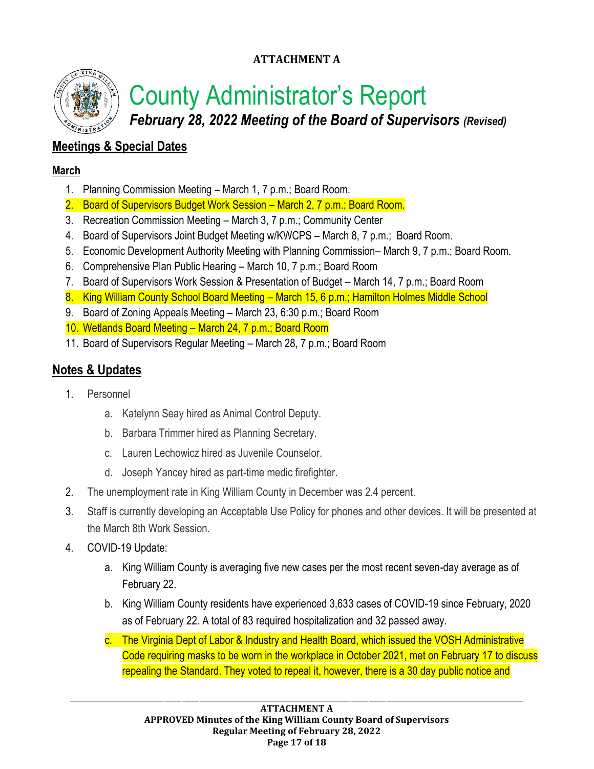**ATTACHMENT A**

# County Administrator's Report

***February 28, 2022 Meeting of the Board of Supervisors** (Revised)*

## Meetings & Special Dates

### March

1. Planning Commission Meeting – March 1, 7 p.m.; Board Room.
2. Board of Supervisors Budget Work Session – March 2, 7 p.m.; Board Room.
3. Recreation Commission Meeting – March 3, 7 p.m.; Community Center
4. Board of Supervisors Joint Budget Meeting w/KWCPS – March 8, 7 p.m.; Board Room.
5. Economic Development Authority Meeting with Planning Commission– March 9, 7 p.m.; Board Room.
6. Comprehensive Plan Public Hearing – March 10, 7 p.m.; Board Room
7. Board of Supervisors Work Session & Presentation of Budget – March 14, 7 p.m.; Board Room
8. King William County School Board Meeting – March 15, 6 p.m.; Hamilton Holmes Middle School
9. Board of Zoning Appeals Meeting – March 23, 6:30 p.m.; Board Room
10. Wetlands Board Meeting – March 24, 7 p.m.; Board Room
11. Board of Supervisors Regular Meeting – March 28, 7 p.m.; Board Room

## Notes & Updates

1. Personnel
   a. Katelynn Seay hired as Animal Control Deputy.
   b. Barbara Trimmer hired as Planning Secretary.
   c. Lauren Lechowicz hired as Juvenile Counselor.
   d. Joseph Yancey hired as part-time medic firefighter.
2. The unemployment rate in King William County in December was 2.4 percent.
3. Staff is currently developing an Acceptable Use Policy for phones and other devices. It will be presented at the March 8th Work Session.
4. COVID-19 Update:
   a. King William County is averaging five new cases per the most recent seven-day average as of February 22.
   b. King William County residents have experienced 3,633 cases of COVID-19 since February, 2020 as of February 22. A total of 83 required hospitalization and 32 passed away.
   c. The Virginia Dept of Labor & Industry and Health Board, which issued the VOSH Administrative Code requiring masks to be worn in the workplace in October 2021, met on February 17 to discuss repealing the Standard. They voted to repeal it, however, there is a 30 day public notice and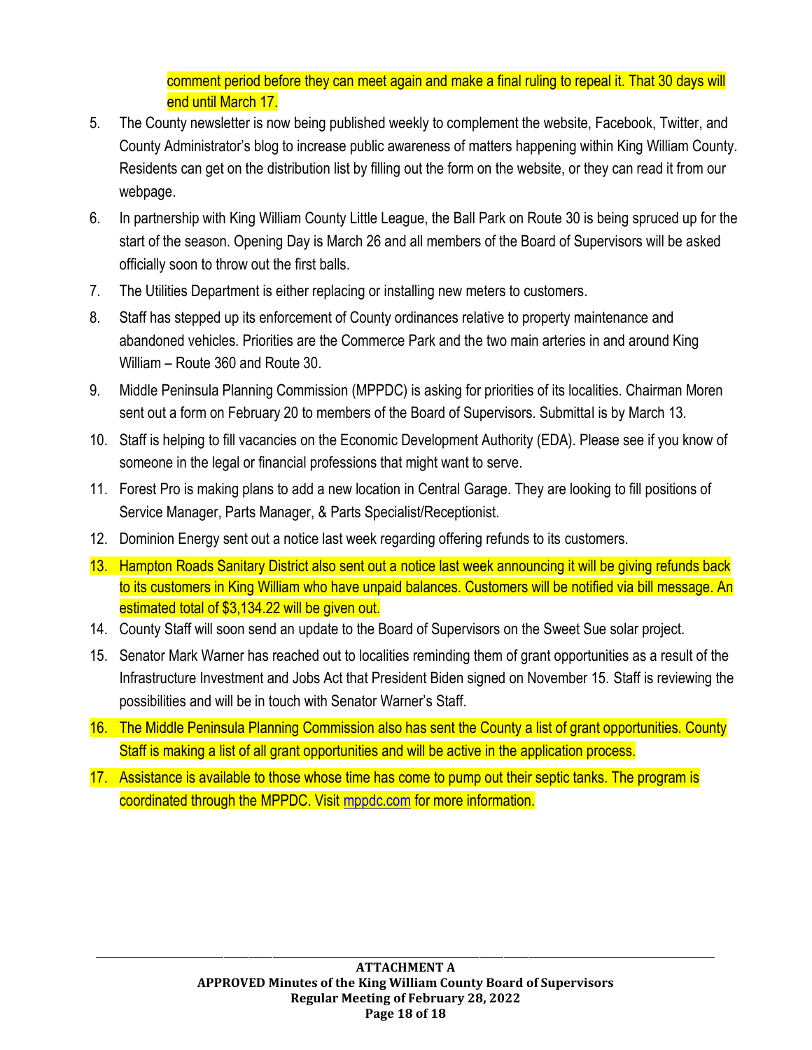comment period before they can meet again and make a final ruling to repeal it. That 30 days will end until March 17.

5. The County newsletter is now being published weekly to complement the website, Facebook, Twitter, and County Administrator's blog to increase public awareness of matters happening within King William County. Residents can get on the distribution list by filling out the form on the website, or they can read it from our webpage.
6. In partnership with King William County Little League, the Ball Park on Route 30 is being spruced up for the start of the season. Opening Day is March 26 and all members of the Board of Supervisors will be asked officially soon to throw out the first balls.
7. The Utilities Department is either replacing or installing new meters to customers.
8. Staff has stepped up its enforcement of County ordinances relative to property maintenance and abandoned vehicles. Priorities are the Commerce Park and the two main arteries in and around King William – Route 360 and Route 30.
9. Middle Peninsula Planning Commission (MPPDC) is asking for priorities of its localities. Chairman Moren sent out a form on February 20 to members of the Board of Supervisors. Submittal is by March 13.
10. Staff is helping to fill vacancies on the Economic Development Authority (EDA). Please see if you know of someone in the legal or financial professions that might want to serve.
11. Forest Pro is making plans to add a new location in Central Garage. They are looking to fill positions of Service Manager, Parts Manager, & Parts Specialist/Receptionist.
12. Dominion Energy sent out a notice last week regarding offering refunds to its customers.
13. Hampton Roads Sanitary District also sent out a notice last week announcing it will be giving refunds back to its customers in King William who have unpaid balances. Customers will be notified via bill message. An estimated total of $3,134.22 will be given out.
14. County Staff will soon send an update to the Board of Supervisors on the Sweet Sue solar project.
15. Senator Mark Warner has reached out to localities reminding them of grant opportunities as a result of the Infrastructure Investment and Jobs Act that President Biden signed on November 15. Staff is reviewing the possibilities and will be in touch with Senator Warner's Staff.
16. The Middle Peninsula Planning Commission also has sent the County a list of grant opportunities. County Staff is making a list of all grant opportunities and will be active in the application process.
17. Assistance is available to those whose time has come to pump out their septic tanks. The program is coordinated through the MPPDC. Visit mppdc.com for more information.

**ATTACHMENT A**
**APPROVED Minutes of the King William County Board of Supervisors**
**Regular Meeting of February 28, 2022**